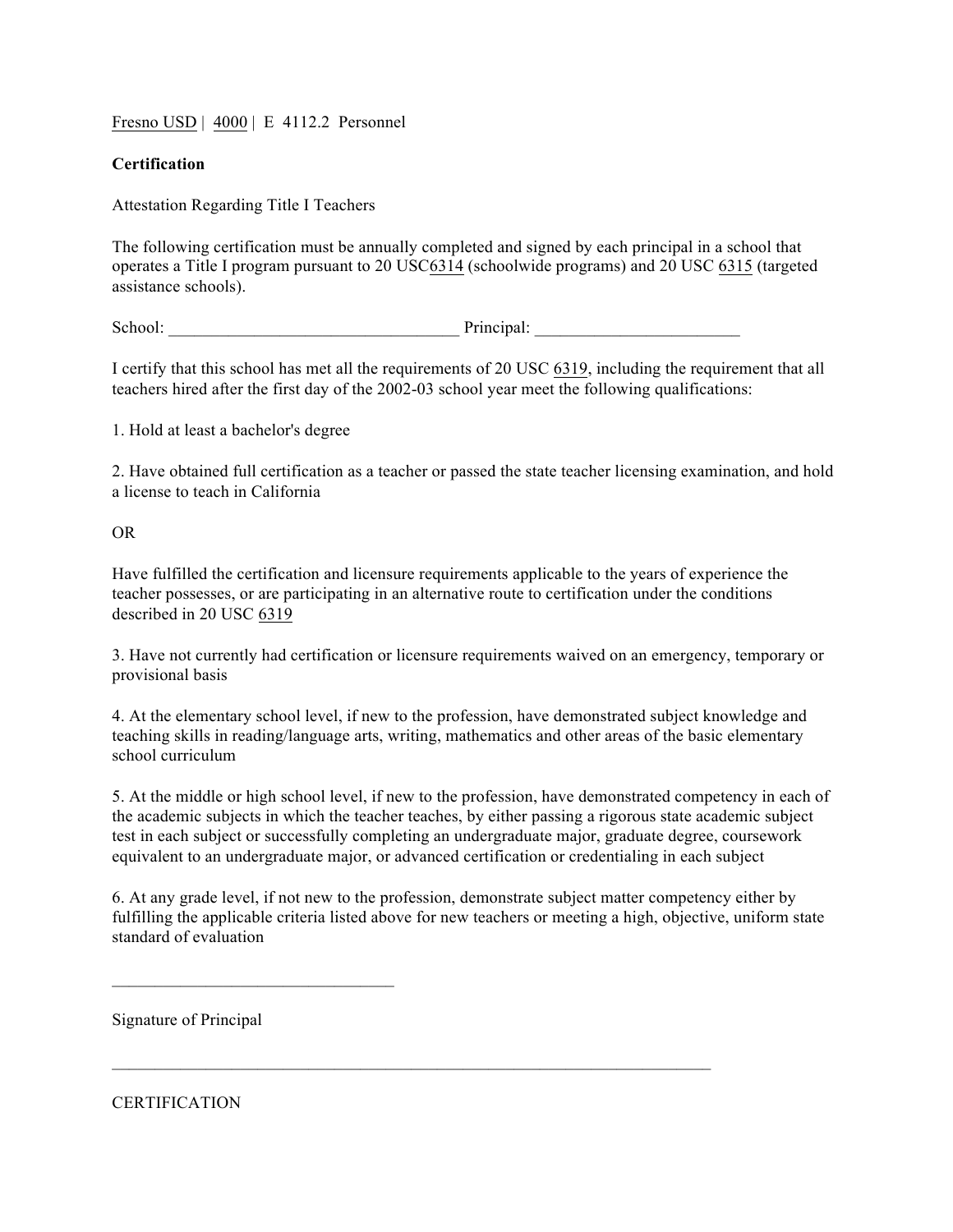Fresno USD | 4000 | E 4112.2 Personnel

**Certification**

Attestation Regarding Title I Teachers

The following certification must be annually completed and signed by each principal in a school that operates a Title I program pursuant to 20 USC6314 (schoolwide programs) and 20 USC 6315 (targeted assistance schools).

School: __________________________________ Principal: ________________________

I certify that this school has met all the requirements of 20 USC 6319, including the requirement that all teachers hired after the first day of the 2002-03 school year meet the following qualifications:

1. Hold at least a bachelor's degree

2. Have obtained full certification as a teacher or passed the state teacher licensing examination, and hold a license to teach in California

OR

Have fulfilled the certification and licensure requirements applicable to the years of experience the teacher possesses, or are participating in an alternative route to certification under the conditions described in 20 USC 6319

3. Have not currently had certification or licensure requirements waived on an emergency, temporary or provisional basis

4. At the elementary school level, if new to the profession, have demonstrated subject knowledge and teaching skills in reading/language arts, writing, mathematics and other areas of the basic elementary school curriculum

5. At the middle or high school level, if new to the profession, have demonstrated competency in each of the academic subjects in which the teacher teaches, by either passing a rigorous state academic subject test in each subject or successfully completing an undergraduate major, graduate degree, coursework equivalent to an undergraduate major, or advanced certification or credentialing in each subject

6. At any grade level, if not new to the profession, demonstrate subject matter competency either by fulfilling the applicable criteria listed above for new teachers or meeting a high, objective, uniform state standard of evaluation

_________________________________

Signature of Principal

___________________________________________________________________________

CERTIFICATION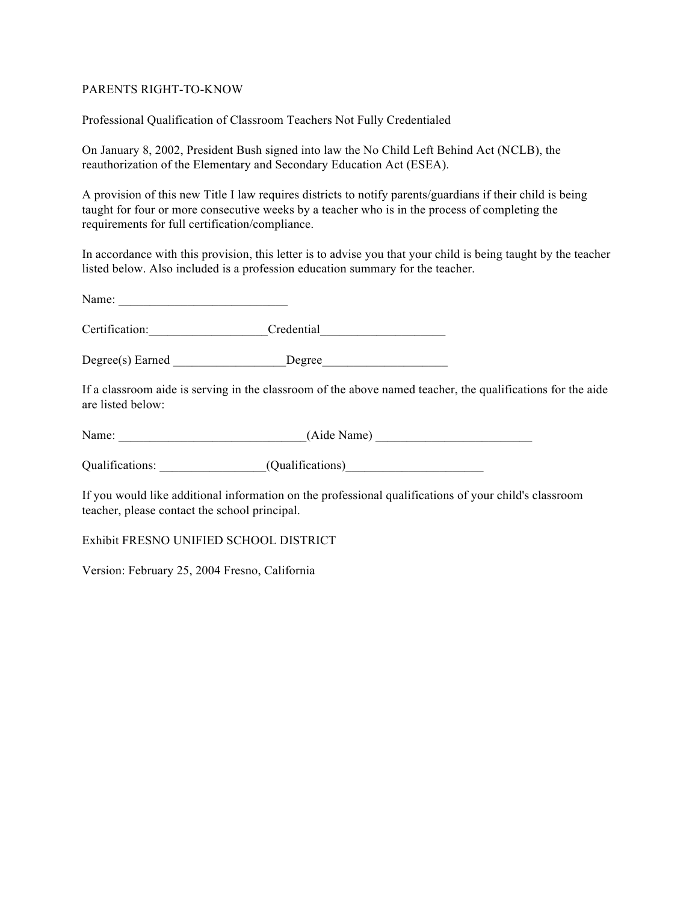PARENTS RIGHT-TO-KNOW

Professional Qualification of Classroom Teachers Not Fully Credentialed

On January 8, 2002, President Bush signed into law the No Child Left Behind Act (NCLB), the reauthorization of the Elementary and Secondary Education Act (ESEA).

A provision of this new Title I law requires districts to notify parents/guardians if their child is being taught for four or more consecutive weeks by a teacher who is in the process of completing the requirements for full certification/compliance.

In accordance with this provision, this letter is to advise you that your child is being taught by the teacher listed below. Also included is a profession education summary for the teacher.

Name: ___________________________

Certification:___________________Credential____________________

Degree(s) Earned __________________Degree____________________

If a classroom aide is serving in the classroom of the above named teacher, the qualifications for the aide are listed below:

Name: ______________________________(Aide Name) _________________________

Qualifications: _________________(Qualifications)______________________

If you would like additional information on the professional qualifications of your child's classroom teacher, please contact the school principal.

Exhibit FRESNO UNIFIED SCHOOL DISTRICT

Version: February 25, 2004 Fresno, California